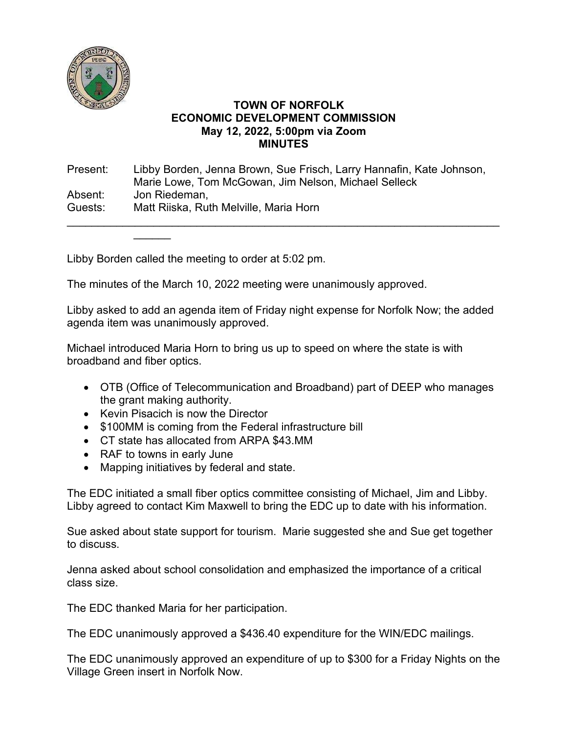# TOWN OF NORFOLK
## ECONOMIC DEVELOPMENT COMMISSION
### May 12, 2022, 5:00pm via Zoom
### MINUTES

Present: Libby Borden, Jenna Brown, Sue Frisch, Larry Hannafin, Kate Johnson, Marie Lowe, Tom McGowan, Jim Nelson, Michael Selleck
Absent: Jon Riedeman,
Guests: Matt Riiska, Ruth Melville, Maria Horn

---

Libby Borden called the meeting to order at 5:02 pm.

The minutes of the March 10, 2022 meeting were unanimously approved.

Libby asked to add an agenda item of Friday night expense for Norfolk Now; the added agenda item was unanimously approved.

Michael introduced Maria Horn to bring us up to speed on where the state is with broadband and fiber optics.

- OTB (Office of Telecommunication and Broadband) part of DEEP who manages the grant making authority.
- Kevin Pisacich is now the Director
- $100MM is coming from the Federal infrastructure bill
- CT state has allocated from ARPA $43.MM
- RAF to towns in early June
- Mapping initiatives by federal and state.

The EDC initiated a small fiber optics committee consisting of Michael, Jim and Libby. Libby agreed to contact Kim Maxwell to bring the EDC up to date with his information.

Sue asked about state support for tourism. Marie suggested she and Sue get together to discuss.

Jenna asked about school consolidation and emphasized the importance of a critical class size.

The EDC thanked Maria for her participation.

The EDC unanimously approved a $436.40 expenditure for the WIN/EDC mailings.

The EDC unanimously approved an expenditure of up to $300 for a Friday Nights on the Village Green insert in Norfolk Now.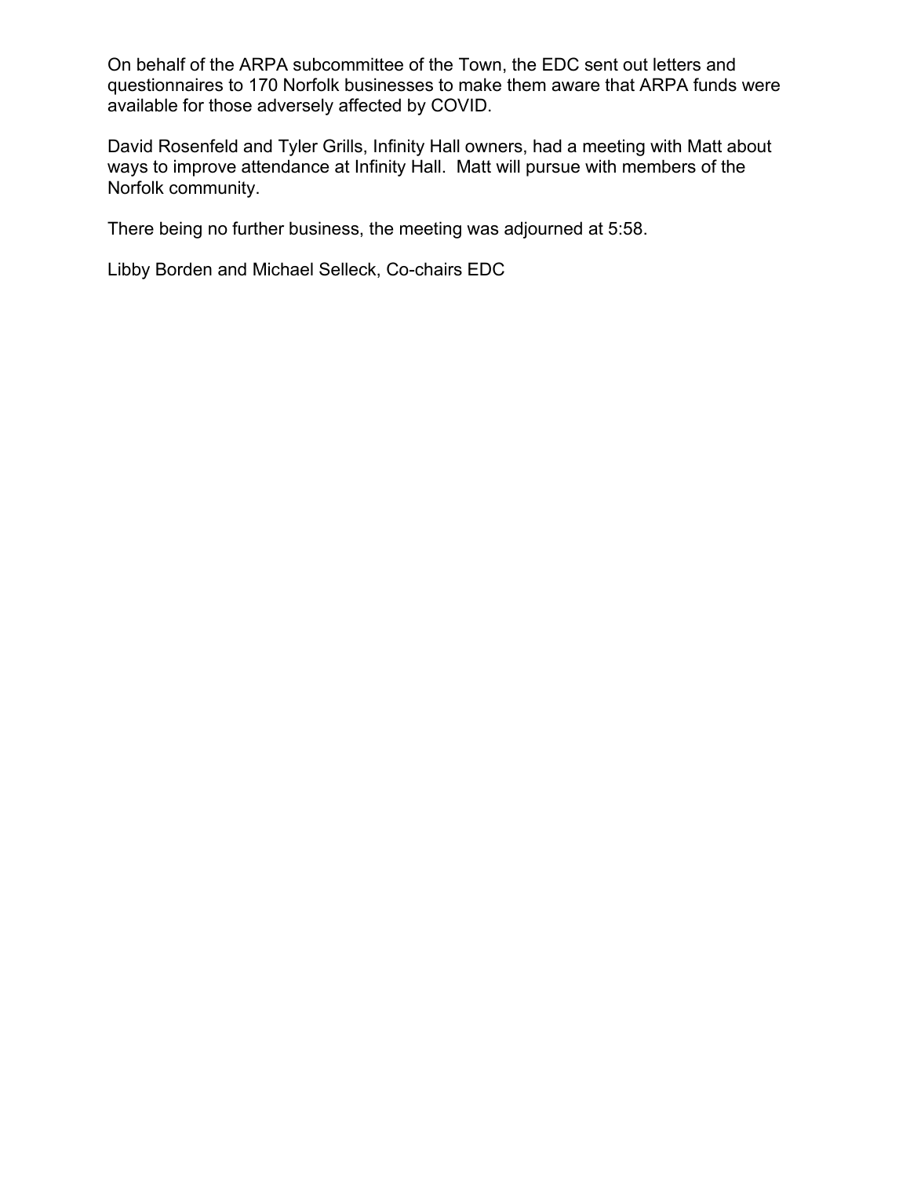On behalf of the ARPA subcommittee of the Town, the EDC sent out letters and questionnaires to 170 Norfolk businesses to make them aware that ARPA funds were available for those adversely affected by COVID.

David Rosenfeld and Tyler Grills, Infinity Hall owners, had a meeting with Matt about ways to improve attendance at Infinity Hall. Matt will pursue with members of the Norfolk community.

There being no further business, the meeting was adjourned at 5:58.

Libby Borden and Michael Selleck, Co-chairs EDC